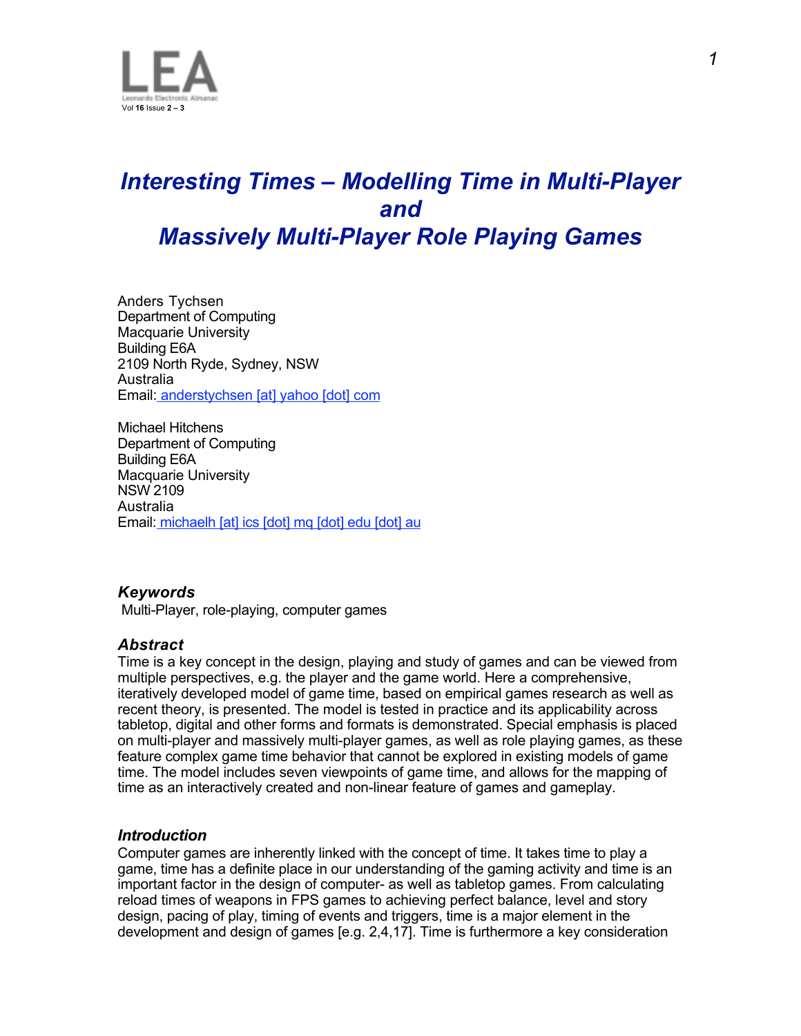# *Interesting Times – Modelling Time in Multi-Player and Massively Multi-Player Role Playing Games*

Anders Tychsen
Department of Computing
Macquarie University
Building E6A
2109 North Ryde, Sydney, NSW
Australia
Email: anderstychsen [at] yahoo [dot] com

Michael Hitchens
Department of Computing
Building E6A
Macquarie University
NSW 2109
Australia
Email: michaelh [at] ics [dot] mq [dot] edu [dot] au

### *Keywords*

Multi-Player, role-playing, computer games

### *Abstract*

Time is a key concept in the design, playing and study of games and can be viewed from multiple perspectives, e.g. the player and the game world. Here a comprehensive, iteratively developed model of game time, based on empirical games research as well as recent theory, is presented. The model is tested in practice and its applicability across tabletop, digital and other forms and formats is demonstrated. Special emphasis is placed on multi-player and massively multi-player games, as well as role playing games, as these feature complex game time behavior that cannot be explored in existing models of game time. The model includes seven viewpoints of game time, and allows for the mapping of time as an interactively created and non-linear feature of games and gameplay.

### *Introduction*

Computer games are inherently linked with the concept of time. It takes time to play a game, time has a definite place in our understanding of the gaming activity and time is an important factor in the design of computer- as well as tabletop games. From calculating reload times of weapons in FPS games to achieving perfect balance, level and story design, pacing of play, timing of events and triggers, time is a major element in the development and design of games [e.g. 2,4,17]. Time is furthermore a key consideration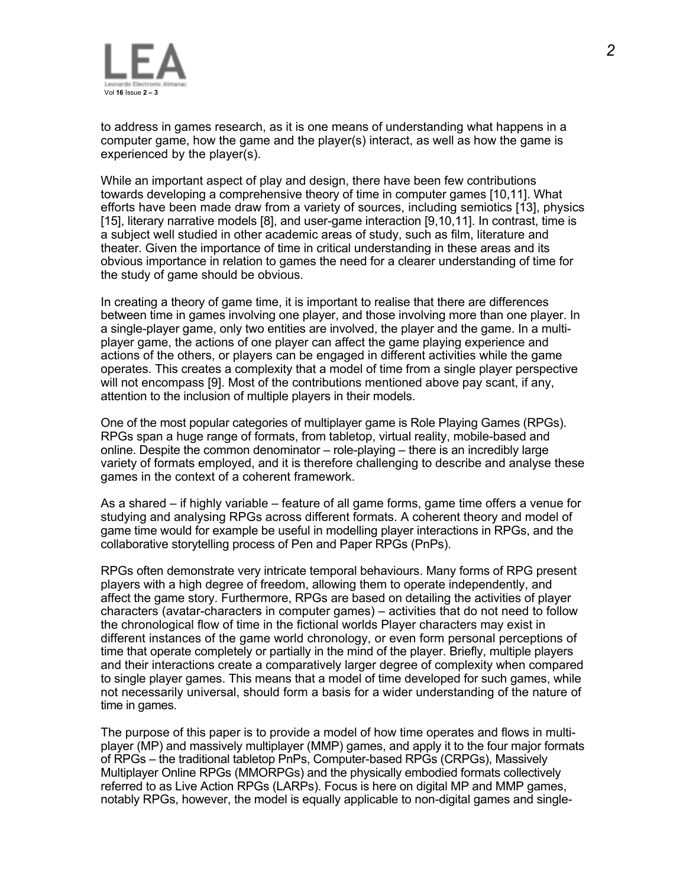to address in games research, as it is one means of understanding what happens in a computer game, how the game and the player(s) interact, as well as how the game is experienced by the player(s).

While an important aspect of play and design, there have been few contributions towards developing a comprehensive theory of time in computer games [10,11]. What efforts have been made draw from a variety of sources, including semiotics [13], physics [15], literary narrative models [8], and user-game interaction [9,10,11]. In contrast, time is a subject well studied in other academic areas of study, such as film, literature and theater. Given the importance of time in critical understanding in these areas and its obvious importance in relation to games the need for a clearer understanding of time for the study of game should be obvious.

In creating a theory of game time, it is important to realise that there are differences between time in games involving one player, and those involving more than one player. In a single-player game, only two entities are involved, the player and the game. In a multi-player game, the actions of one player can affect the game playing experience and actions of the others, or players can be engaged in different activities while the game operates. This creates a complexity that a model of time from a single player perspective will not encompass [9]. Most of the contributions mentioned above pay scant, if any, attention to the inclusion of multiple players in their models.

One of the most popular categories of multiplayer game is Role Playing Games (RPGs). RPGs span a huge range of formats, from tabletop, virtual reality, mobile-based and online. Despite the common denominator – role-playing – there is an incredibly large variety of formats employed, and it is therefore challenging to describe and analyse these games in the context of a coherent framework.

As a shared – if highly variable – feature of all game forms, game time offers a venue for studying and analysing RPGs across different formats. A coherent theory and model of game time would for example be useful in modelling player interactions in RPGs, and the collaborative storytelling process of Pen and Paper RPGs (PnPs).

RPGs often demonstrate very intricate temporal behaviours. Many forms of RPG present players with a high degree of freedom, allowing them to operate independently, and affect the game story. Furthermore, RPGs are based on detailing the activities of player characters (avatar-characters in computer games) – activities that do not need to follow the chronological flow of time in the fictional worlds Player characters may exist in different instances of the game world chronology, or even form personal perceptions of time that operate completely or partially in the mind of the player. Briefly, multiple players and their interactions create a comparatively larger degree of complexity when compared to single player games. This means that a model of time developed for such games, while not necessarily universal, should form a basis for a wider understanding of the nature of time in games.

The purpose of this paper is to provide a model of how time operates and flows in multi-player (MP) and massively multiplayer (MMP) games, and apply it to the four major formats of RPGs – the traditional tabletop PnPs, Computer-based RPGs (CRPGs), Massively Multiplayer Online RPGs (MMORPGs) and the physically embodied formats collectively referred to as Live Action RPGs (LARPs). Focus is here on digital MP and MMP games, notably RPGs, however, the model is equally applicable to non-digital games and single-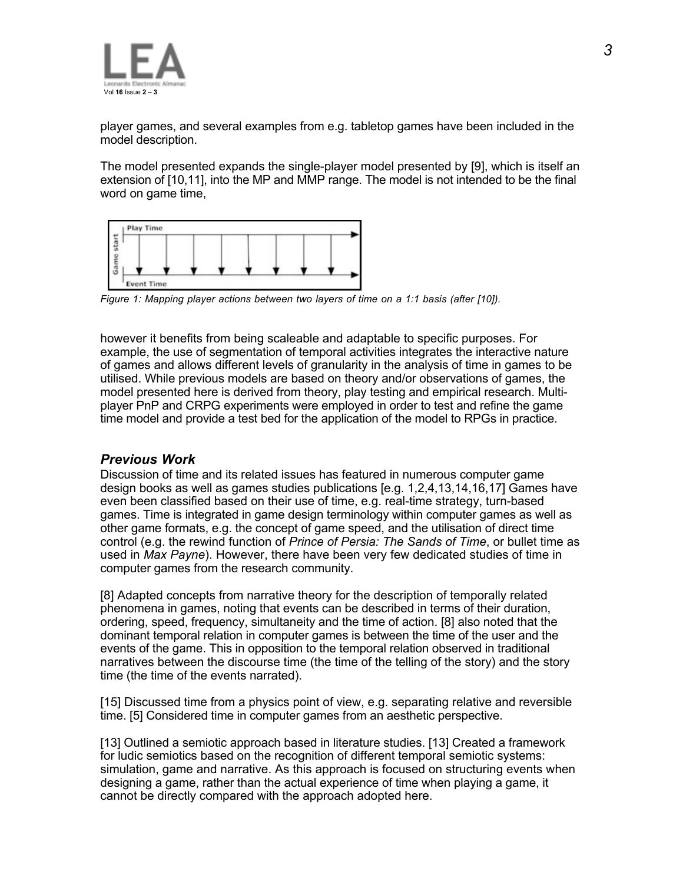player games, and several examples from e.g. tabletop games have been included in the model description.

The model presented expands the single-player model presented by [9], which is itself an extension of [10,11], into the MP and MMP range. The model is not intended to be the final word on game time,

*Figure 1: Mapping player actions between two layers of time on a 1:1 basis (after [10]).*

however it benefits from being scaleable and adaptable to specific purposes. For example, the use of segmentation of temporal activities integrates the interactive nature of games and allows different levels of granularity in the analysis of time in games to be utilised. While previous models are based on theory and/or observations of games, the model presented here is derived from theory, play testing and empirical research. Multi-player PnP and CRPG experiments were employed in order to test and refine the game time model and provide a test bed for the application of the model to RPGs in practice.

### *Previous Work*

Discussion of time and its related issues has featured in numerous computer game design books as well as games studies publications [e.g. 1,2,4,13,14,16,17] Games have even been classified based on their use of time, e.g. real-time strategy, turn-based games. Time is integrated in game design terminology within computer games as well as other game formats, e.g. the concept of game speed, and the utilisation of direct time control (e.g. the rewind function of *Prince of Persia: The Sands of Time*, or bullet time as used in *Max Payne*). However, there have been very few dedicated studies of time in computer games from the research community.

[8] Adapted concepts from narrative theory for the description of temporally related phenomena in games, noting that events can be described in terms of their duration, ordering, speed, frequency, simultaneity and the time of action. [8] also noted that the dominant temporal relation in computer games is between the time of the user and the events of the game. This in opposition to the temporal relation observed in traditional narratives between the discourse time (the time of the telling of the story) and the story time (the time of the events narrated).

[15] Discussed time from a physics point of view, e.g. separating relative and reversible time. [5] Considered time in computer games from an aesthetic perspective.

[13] Outlined a semiotic approach based in literature studies. [13] Created a framework for ludic semiotics based on the recognition of different temporal semiotic systems: simulation, game and narrative. As this approach is focused on structuring events when designing a game, rather than the actual experience of time when playing a game, it cannot be directly compared with the approach adopted here.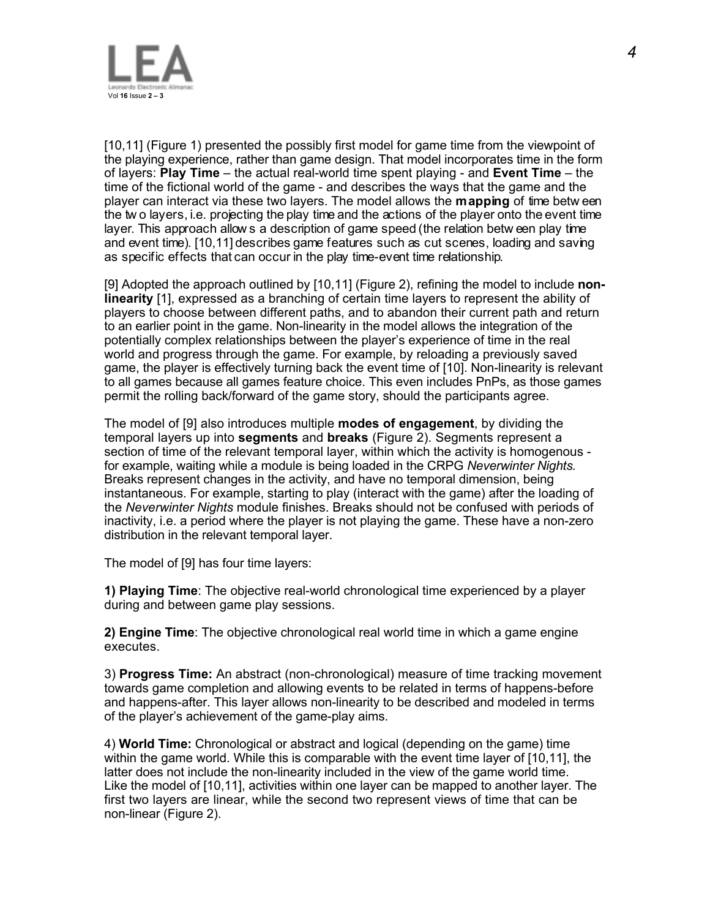[10,11] (Figure 1) presented the possibly first model for game time from the viewpoint of the playing experience, rather than game design. That model incorporates time in the form of layers: **Play Time** – the actual real-world time spent playing - and **Event Time** – the time of the fictional world of the game - and describes the ways that the game and the player can interact via these two layers. The model allows the **mapping** of time between the two layers, i.e. projecting the play time and the actions of the player onto the event time layer. This approach allows a description of game speed (the relation between play time and event time). [10,11] describes game features such as cut scenes, loading and saving as specific effects that can occur in the play time-event time relationship.

[9] Adopted the approach outlined by [10,11] (Figure 2), refining the model to include **non-linearity** [1], expressed as a branching of certain time layers to represent the ability of players to choose between different paths, and to abandon their current path and return to an earlier point in the game. Non-linearity in the model allows the integration of the potentially complex relationships between the player's experience of time in the real world and progress through the game. For example, by reloading a previously saved game, the player is effectively turning back the event time of [10]. Non-linearity is relevant to all games because all games feature choice. This even includes PnPs, as those games permit the rolling back/forward of the game story, should the participants agree.

The model of [9] also introduces multiple **modes of engagement**, by dividing the temporal layers up into **segments** and **breaks** (Figure 2). Segments represent a section of time of the relevant temporal layer, within which the activity is homogenous - for example, waiting while a module is being loaded in the CRPG *Neverwinter Nights.* Breaks represent changes in the activity, and have no temporal dimension, being instantaneous. For example, starting to play (interact with the game) after the loading of the *Neverwinter Nights* module finishes. Breaks should not be confused with periods of inactivity, i.e. a period where the player is not playing the game. These have a non-zero distribution in the relevant temporal layer.

The model of [9] has four time layers:

**1) Playing Time**: The objective real-world chronological time experienced by a player during and between game play sessions.

**2) Engine Time**: The objective chronological real world time in which a game engine executes.

3) **Progress Time:** An abstract (non-chronological) measure of time tracking movement towards game completion and allowing events to be related in terms of happens-before and happens-after. This layer allows non-linearity to be described and modeled in terms of the player's achievement of the game-play aims.

4) **World Time:** Chronological or abstract and logical (depending on the game) time within the game world. While this is comparable with the event time layer of [10,11], the latter does not include the non-linearity included in the view of the game world time. Like the model of [10,11], activities within one layer can be mapped to another layer. The first two layers are linear, while the second two represent views of time that can be non-linear (Figure 2).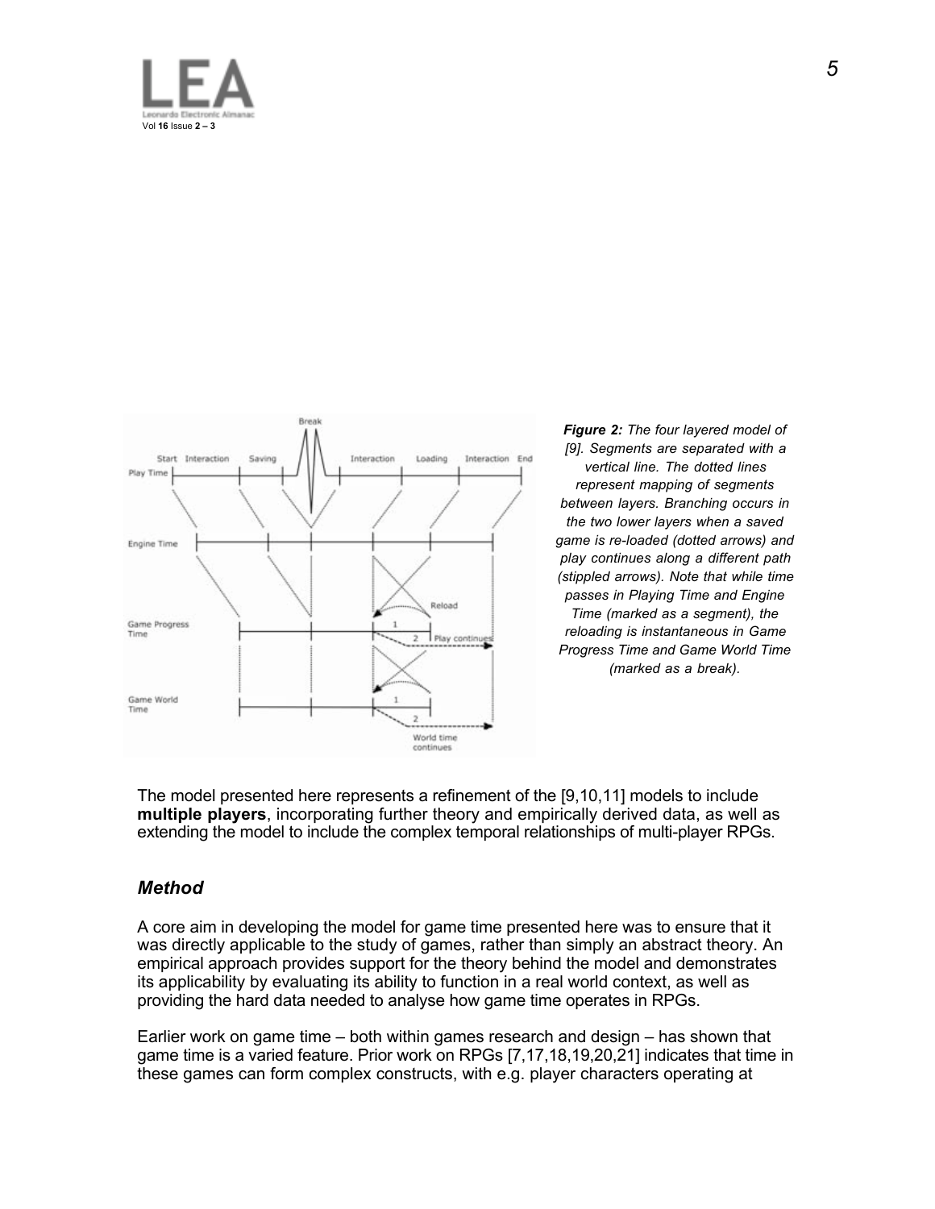***Figure 2:*** *The four layered model of [9]. Segments are separated with a vertical line. The dotted lines represent mapping of segments between layers. Branching occurs in the two lower layers when a saved game is re-loaded (dotted arrows) and play continues along a different path (stippled arrows). Note that while time passes in Playing Time and Engine Time (marked as a segment), the reloading is instantaneous in Game Progress Time and Game World Time (marked as a break).*

The model presented here represents a refinement of the [9,10,11] models to include **multiple players**, incorporating further theory and empirically derived data, as well as extending the model to include the complex temporal relationships of multi-player RPGs.

## *Method*

A core aim in developing the model for game time presented here was to ensure that it was directly applicable to the study of games, rather than simply an abstract theory. An empirical approach provides support for the theory behind the model and demonstrates its applicability by evaluating its ability to function in a real world context, as well as providing the hard data needed to analyse how game time operates in RPGs.

Earlier work on game time – both within games research and design – has shown that game time is a varied feature. Prior work on RPGs [7,17,18,19,20,21] indicates that time in these games can form complex constructs, with e.g. player characters operating at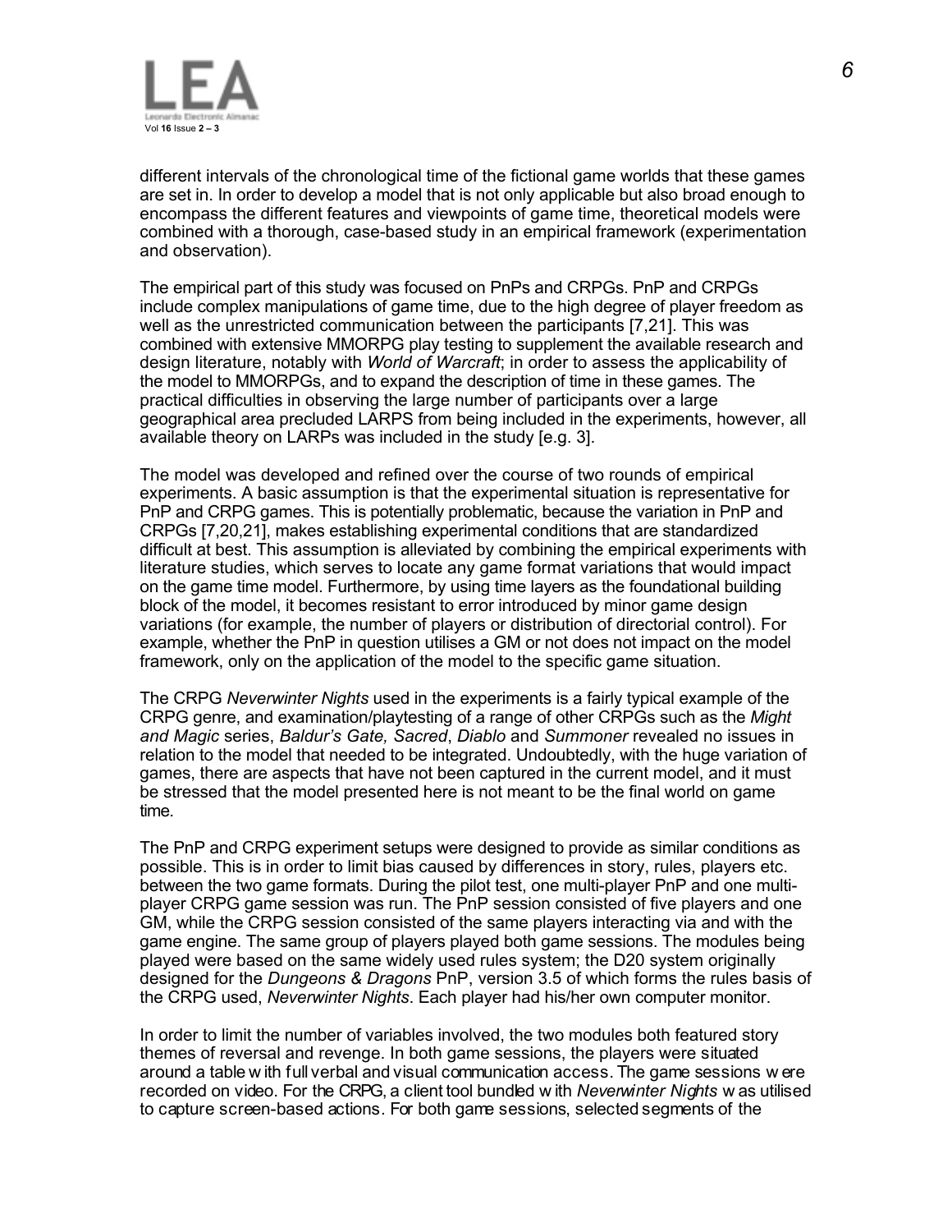different intervals of the chronological time of the fictional game worlds that these games are set in. In order to develop a model that is not only applicable but also broad enough to encompass the different features and viewpoints of game time, theoretical models were combined with a thorough, case-based study in an empirical framework (experimentation and observation).

The empirical part of this study was focused on PnPs and CRPGs. PnP and CRPGs include complex manipulations of game time, due to the high degree of player freedom as well as the unrestricted communication between the participants [7,21]. This was combined with extensive MMORPG play testing to supplement the available research and design literature, notably with *World of Warcraft*; in order to assess the applicability of the model to MMORPGs, and to expand the description of time in these games. The practical difficulties in observing the large number of participants over a large geographical area precluded LARPS from being included in the experiments, however, all available theory on LARPs was included in the study [e.g. 3].

The model was developed and refined over the course of two rounds of empirical experiments. A basic assumption is that the experimental situation is representative for PnP and CRPG games. This is potentially problematic, because the variation in PnP and CRPGs [7,20,21], makes establishing experimental conditions that are standardized difficult at best. This assumption is alleviated by combining the empirical experiments with literature studies, which serves to locate any game format variations that would impact on the game time model. Furthermore, by using time layers as the foundational building block of the model, it becomes resistant to error introduced by minor game design variations (for example, the number of players or distribution of directorial control). For example, whether the PnP in question utilises a GM or not does not impact on the model framework, only on the application of the model to the specific game situation.

The CRPG *Neverwinter Nights* used in the experiments is a fairly typical example of the CRPG genre, and examination/playtesting of a range of other CRPGs such as the *Might and Magic* series, *Baldur's Gate, Sacred*, *Diablo* and *Summoner* revealed no issues in relation to the model that needed to be integrated. Undoubtedly, with the huge variation of games, there are aspects that have not been captured in the current model, and it must be stressed that the model presented here is not meant to be the final world on game time.

The PnP and CRPG experiment setups were designed to provide as similar conditions as possible. This is in order to limit bias caused by differences in story, rules, players etc. between the two game formats. During the pilot test, one multi-player PnP and one multi-player CRPG game session was run. The PnP session consisted of five players and one GM, while the CRPG session consisted of the same players interacting via and with the game engine. The same group of players played both game sessions. The modules being played were based on the same widely used rules system; the D20 system originally designed for the *Dungeons & Dragons* PnP, version 3.5 of which forms the rules basis of the CRPG used, *Neverwinter Nights*. Each player had his/her own computer monitor.

In order to limit the number of variables involved, the two modules both featured story themes of reversal and revenge. In both game sessions, the players were situated around a table with full verbal and visual communication access. The game sessions were recorded on video. For the CRPG, a client tool bundled with *Neverwinter Nights* was utilised to capture screen-based actions. For both game sessions, selected segments of the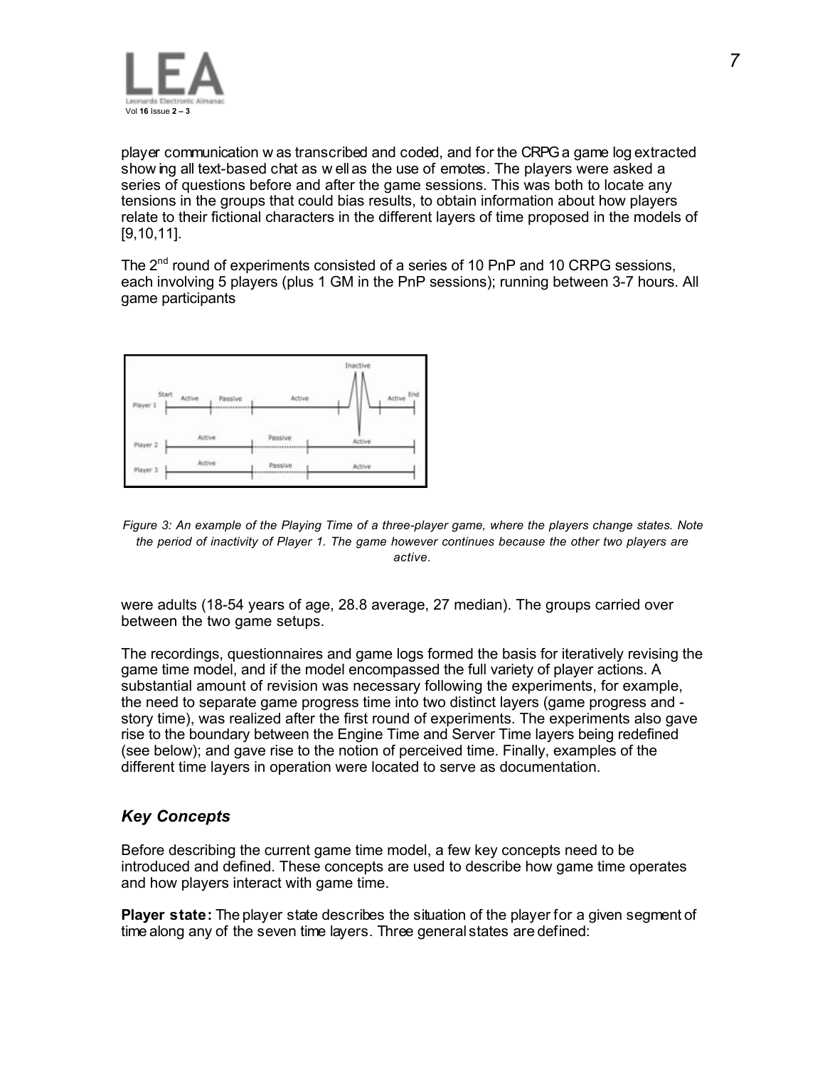player communication was transcribed and coded, and for the CRPG a game log extracted showing all text-based chat as well as the use of emotes. The players were asked a series of questions before and after the game sessions. This was both to locate any tensions in the groups that could bias results, to obtain information about how players relate to their fictional characters in the different layers of time proposed in the models of [9,10,11].

The 2nd round of experiments consisted of a series of 10 PnP and 10 CRPG sessions, each involving 5 players (plus 1 GM in the PnP sessions); running between 3-7 hours. All game participants

*Figure 3: An example of the Playing Time of a three-player game, where the players change states. Note the period of inactivity of Player 1. The game however continues because the other two players are active.*

were adults (18-54 years of age, 28.8 average, 27 median). The groups carried over between the two game setups.

The recordings, questionnaires and game logs formed the basis for iteratively revising the game time model, and if the model encompassed the full variety of player actions. A substantial amount of revision was necessary following the experiments, for example, the need to separate game progress time into two distinct layers (game progress and - story time), was realized after the first round of experiments. The experiments also gave rise to the boundary between the Engine Time and Server Time layers being redefined (see below); and gave rise to the notion of perceived time. Finally, examples of the different time layers in operation were located to serve as documentation.

## *Key Concepts*

Before describing the current game time model, a few key concepts need to be introduced and defined. These concepts are used to describe how game time operates and how players interact with game time.

**Player state:** The player state describes the situation of the player for a given segment of time along any of the seven time layers. Three general states are defined: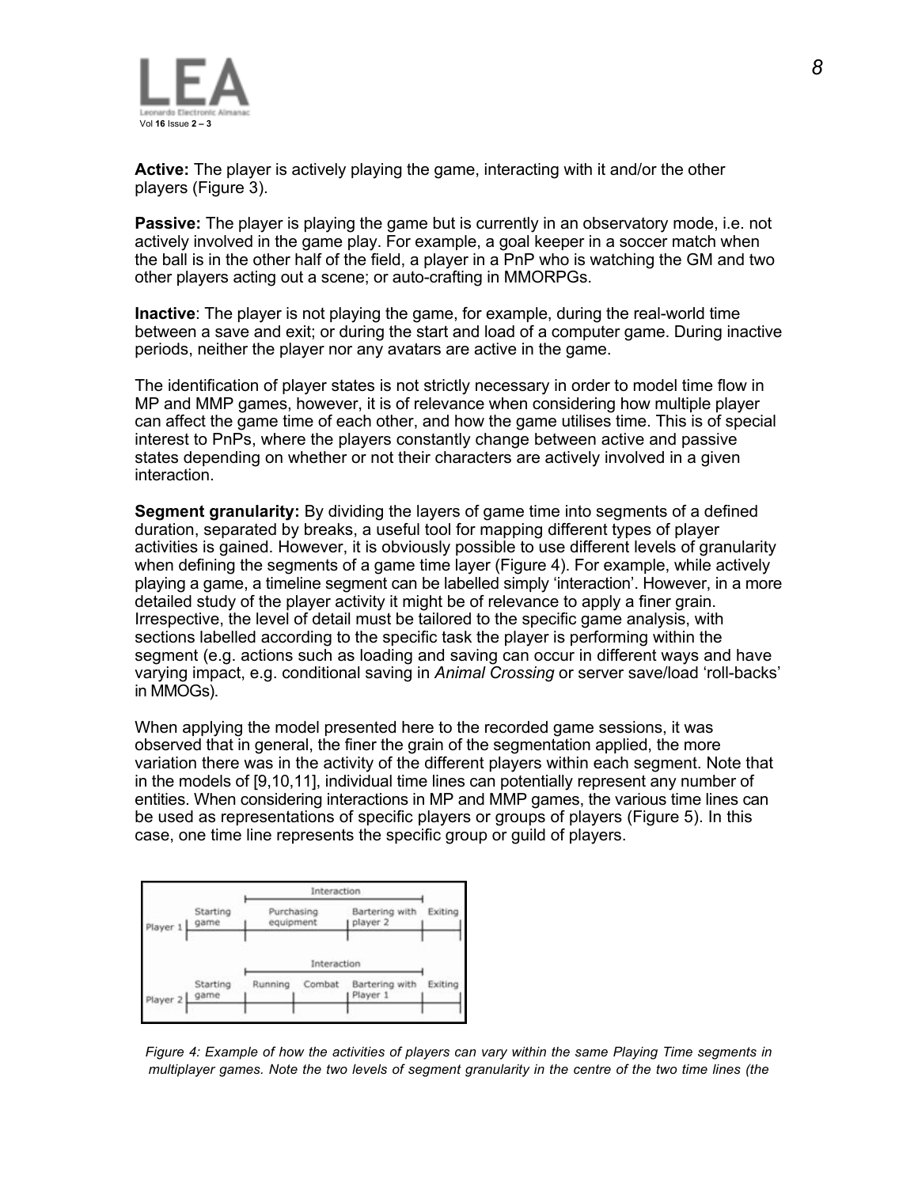**Active:** The player is actively playing the game, interacting with it and/or the other players (Figure 3).

**Passive:** The player is playing the game but is currently in an observatory mode, i.e. not actively involved in the game play. For example, a goal keeper in a soccer match when the ball is in the other half of the field, a player in a PnP who is watching the GM and two other players acting out a scene; or auto-crafting in MMORPGs.

**Inactive**: The player is not playing the game, for example, during the real-world time between a save and exit; or during the start and load of a computer game. During inactive periods, neither the player nor any avatars are active in the game.

The identification of player states is not strictly necessary in order to model time flow in MP and MMP games, however, it is of relevance when considering how multiple player can affect the game time of each other, and how the game utilises time. This is of special interest to PnPs, where the players constantly change between active and passive states depending on whether or not their characters are actively involved in a given interaction.

**Segment granularity:** By dividing the layers of game time into segments of a defined duration, separated by breaks, a useful tool for mapping different types of player activities is gained. However, it is obviously possible to use different levels of granularity when defining the segments of a game time layer (Figure 4). For example, while actively playing a game, a timeline segment can be labelled simply 'interaction'. However, in a more detailed study of the player activity it might be of relevance to apply a finer grain. Irrespective, the level of detail must be tailored to the specific game analysis, with sections labelled according to the specific task the player is performing within the segment (e.g. actions such as loading and saving can occur in different ways and have varying impact, e.g. conditional saving in *Animal Crossing* or server save/load 'roll-backs' in MMOGs).

When applying the model presented here to the recorded game sessions, it was observed that in general, the finer the grain of the segmentation applied, the more variation there was in the activity of the different players within each segment. Note that in the models of [9,10,11], individual time lines can potentially represent any number of entities. When considering interactions in MP and MMP games, the various time lines can be used as representations of specific players or groups of players (Figure 5). In this case, one time line represents the specific group or guild of players.

| | Starting game | Interaction: Purchasing equipment | | Interaction: Bartering with player 2 | Exiting |
|---|---|---|---|---|---|
| Player 1 | Starting game | Purchasing equipment | | Bartering with player 2 | Exiting |
| Player 2 | Starting game | Running | Combat | Bartering with Player 1 | Exiting |

*Figure 4: Example of how the activities of players can vary within the same Playing Time segments in multiplayer games. Note the two levels of segment granularity in the centre of the two time lines (the*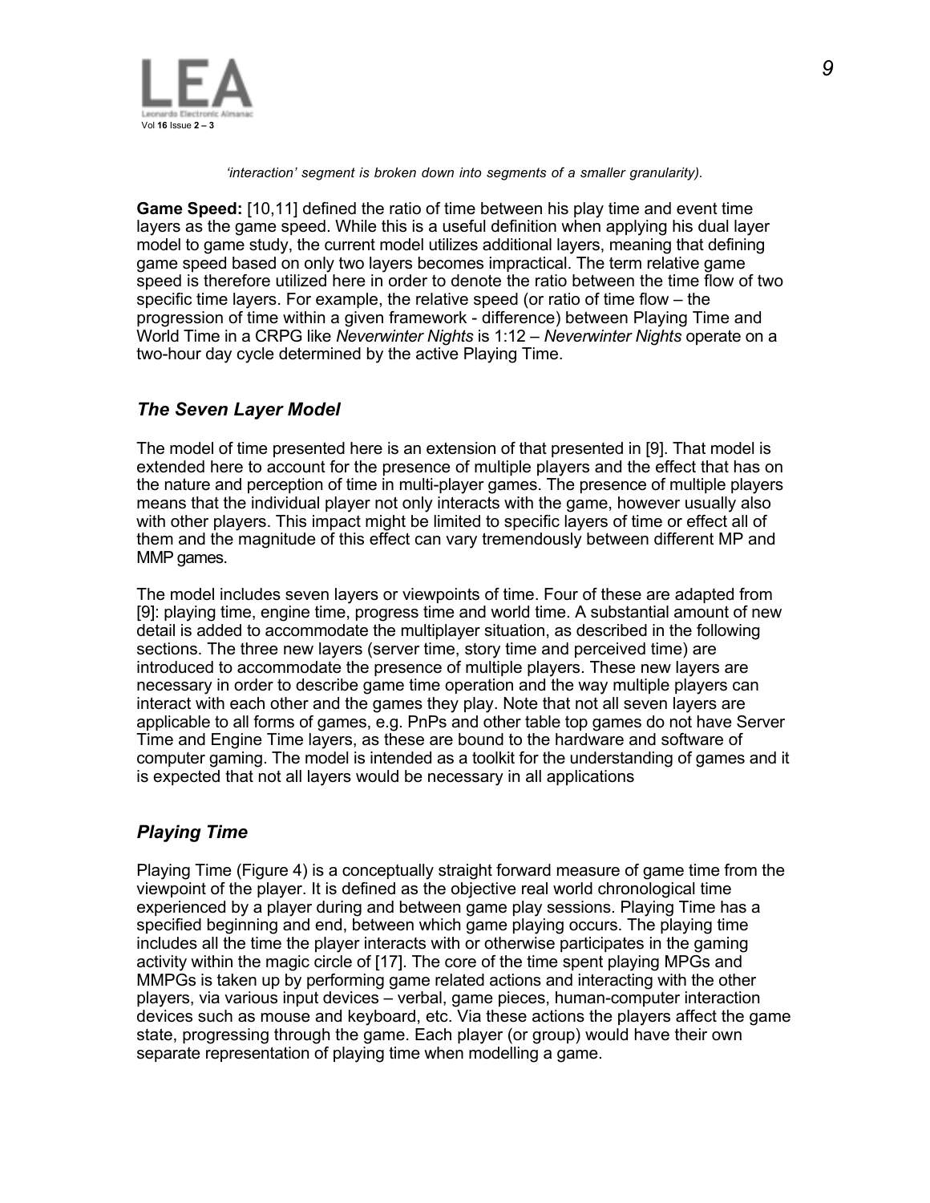*'interaction' segment is broken down into segments of a smaller granularity).*

**Game Speed:** [10,11] defined the ratio of time between his play time and event time layers as the game speed. While this is a useful definition when applying his dual layer model to game study, the current model utilizes additional layers, meaning that defining game speed based on only two layers becomes impractical. The term relative game speed is therefore utilized here in order to denote the ratio between the time flow of two specific time layers. For example, the relative speed (or ratio of time flow – the progression of time within a given framework - difference) between Playing Time and World Time in a CRPG like *Neverwinter Nights* is 1:12 – *Neverwinter Nights* operate on a two-hour day cycle determined by the active Playing Time.

## *The Seven Layer Model*

The model of time presented here is an extension of that presented in [9]. That model is extended here to account for the presence of multiple players and the effect that has on the nature and perception of time in multi-player games. The presence of multiple players means that the individual player not only interacts with the game, however usually also with other players. This impact might be limited to specific layers of time or effect all of them and the magnitude of this effect can vary tremendously between different MP and MMP games.

The model includes seven layers or viewpoints of time. Four of these are adapted from [9]: playing time, engine time, progress time and world time. A substantial amount of new detail is added to accommodate the multiplayer situation, as described in the following sections. The three new layers (server time, story time and perceived time) are introduced to accommodate the presence of multiple players. These new layers are necessary in order to describe game time operation and the way multiple players can interact with each other and the games they play. Note that not all seven layers are applicable to all forms of games, e.g. PnPs and other table top games do not have Server Time and Engine Time layers, as these are bound to the hardware and software of computer gaming. The model is intended as a toolkit for the understanding of games and it is expected that not all layers would be necessary in all applications

## *Playing Time*

Playing Time (Figure 4) is a conceptually straight forward measure of game time from the viewpoint of the player. It is defined as the objective real world chronological time experienced by a player during and between game play sessions. Playing Time has a specified beginning and end, between which game playing occurs. The playing time includes all the time the player interacts with or otherwise participates in the gaming activity within the magic circle of [17]. The core of the time spent playing MPGs and MMPGs is taken up by performing game related actions and interacting with the other players, via various input devices – verbal, game pieces, human-computer interaction devices such as mouse and keyboard, etc. Via these actions the players affect the game state, progressing through the game. Each player (or group) would have their own separate representation of playing time when modelling a game.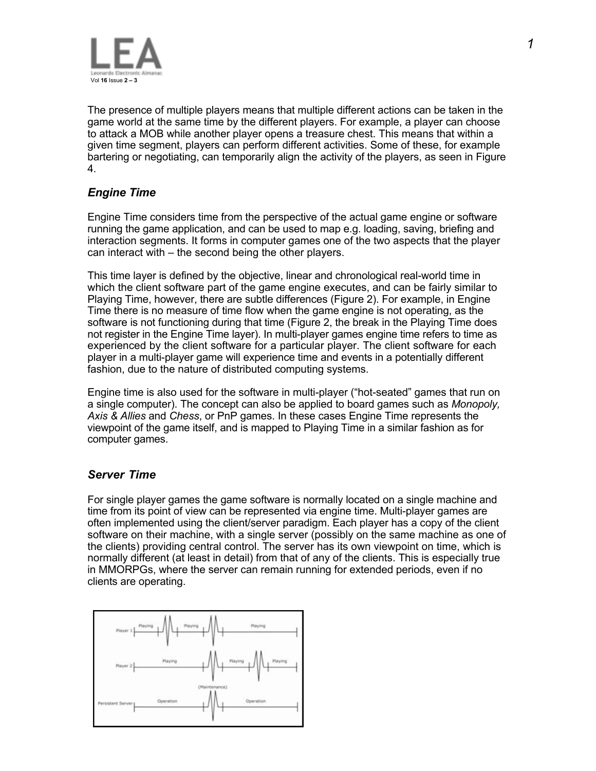The presence of multiple players means that multiple different actions can be taken in the game world at the same time by the different players. For example, a player can choose to attack a MOB while another player opens a treasure chest. This means that within a given time segment, players can perform different activities. Some of these, for example bartering or negotiating, can temporarily align the activity of the players, as seen in Figure 4.

### *Engine Time*

Engine Time considers time from the perspective of the actual game engine or software running the game application, and can be used to map e.g. loading, saving, briefing and interaction segments. It forms in computer games one of the two aspects that the player can interact with – the second being the other players.

This time layer is defined by the objective, linear and chronological real-world time in which the client software part of the game engine executes, and can be fairly similar to Playing Time, however, there are subtle differences (Figure 2). For example, in Engine Time there is no measure of time flow when the game engine is not operating, as the software is not functioning during that time (Figure 2, the break in the Playing Time does not register in the Engine Time layer). In multi-player games engine time refers to time as experienced by the client software for a particular player. The client software for each player in a multi-player game will experience time and events in a potentially different fashion, due to the nature of distributed computing systems.

Engine time is also used for the software in multi-player ("hot-seated" games that run on a single computer). The concept can also be applied to board games such as *Monopoly, Axis & Allies* and *Chess*, or PnP games. In these cases Engine Time represents the viewpoint of the game itself, and is mapped to Playing Time in a similar fashion as for computer games.

### *Server Time*

For single player games the game software is normally located on a single machine and time from its point of view can be represented via engine time. Multi-player games are often implemented using the client/server paradigm. Each player has a copy of the client software on their machine, with a single server (possibly on the same machine as one of the clients) providing central control. The server has its own viewpoint on time, which is normally different (at least in detail) from that of any of the clients. This is especially true in MMORPGs, where the server can remain running for extended periods, even if no clients are operating.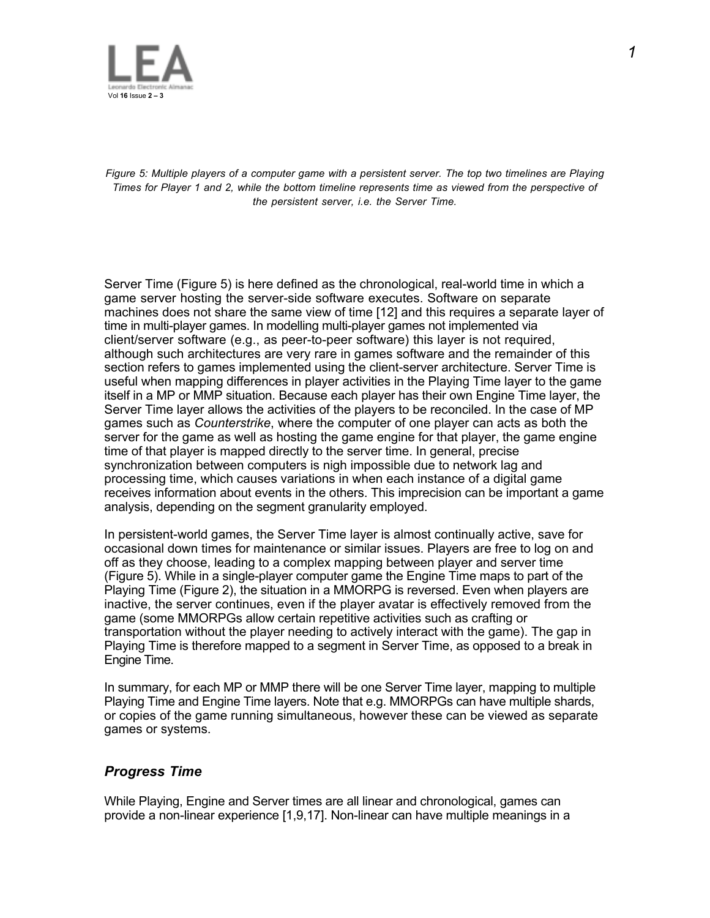*Figure 5: Multiple players of a computer game with a persistent server. The top two timelines are Playing Times for Player 1 and 2, while the bottom timeline represents time as viewed from the perspective of the persistent server, i.e. the Server Time.*

Server Time (Figure 5) is here defined as the chronological, real-world time in which a game server hosting the server-side software executes. Software on separate machines does not share the same view of time [12] and this requires a separate layer of time in multi-player games. In modelling multi-player games not implemented via client/server software (e.g., as peer-to-peer software) this layer is not required, although such architectures are very rare in games software and the remainder of this section refers to games implemented using the client-server architecture. Server Time is useful when mapping differences in player activities in the Playing Time layer to the game itself in a MP or MMP situation. Because each player has their own Engine Time layer, the Server Time layer allows the activities of the players to be reconciled. In the case of MP games such as *Counterstrike*, where the computer of one player can acts as both the server for the game as well as hosting the game engine for that player, the game engine time of that player is mapped directly to the server time. In general, precise synchronization between computers is nigh impossible due to network lag and processing time, which causes variations in when each instance of a digital game receives information about events in the others. This imprecision can be important a game analysis, depending on the segment granularity employed.

In persistent-world games, the Server Time layer is almost continually active, save for occasional down times for maintenance or similar issues. Players are free to log on and off as they choose, leading to a complex mapping between player and server time (Figure 5). While in a single-player computer game the Engine Time maps to part of the Playing Time (Figure 2), the situation in a MMORPG is reversed. Even when players are inactive, the server continues, even if the player avatar is effectively removed from the game (some MMORPGs allow certain repetitive activities such as crafting or transportation without the player needing to actively interact with the game). The gap in Playing Time is therefore mapped to a segment in Server Time, as opposed to a break in Engine Time.

In summary, for each MP or MMP there will be one Server Time layer, mapping to multiple Playing Time and Engine Time layers. Note that e.g. MMORPGs can have multiple shards, or copies of the game running simultaneous, however these can be viewed as separate games or systems.

### *Progress Time*

While Playing, Engine and Server times are all linear and chronological, games can provide a non-linear experience [1,9,17]. Non-linear can have multiple meanings in a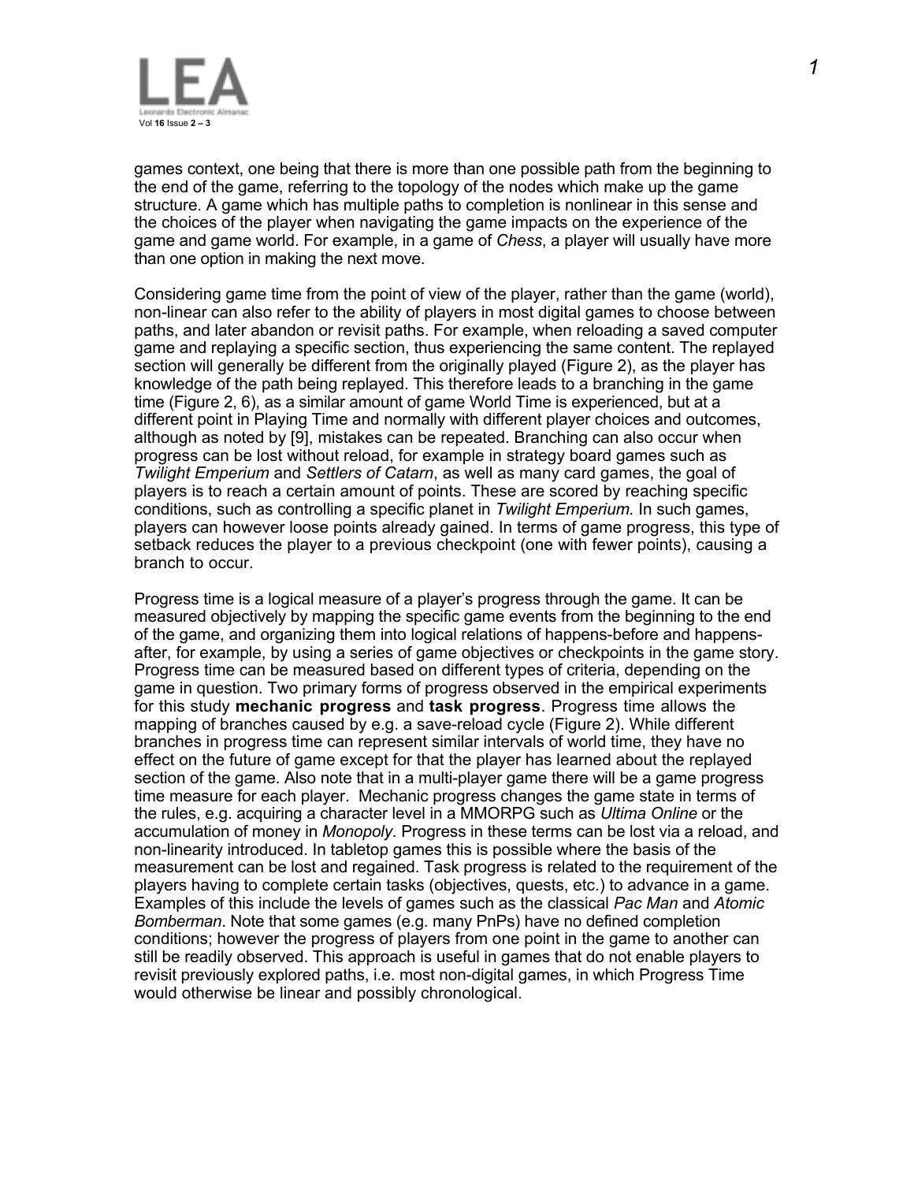games context, one being that there is more than one possible path from the beginning to the end of the game, referring to the topology of the nodes which make up the game structure. A game which has multiple paths to completion is nonlinear in this sense and the choices of the player when navigating the game impacts on the experience of the game and game world. For example, in a game of *Chess*, a player will usually have more than one option in making the next move.

Considering game time from the point of view of the player, rather than the game (world), non-linear can also refer to the ability of players in most digital games to choose between paths, and later abandon or revisit paths. For example, when reloading a saved computer game and replaying a specific section, thus experiencing the same content. The replayed section will generally be different from the originally played (Figure 2), as the player has knowledge of the path being replayed. This therefore leads to a branching in the game time (Figure 2, 6), as a similar amount of game World Time is experienced, but at a different point in Playing Time and normally with different player choices and outcomes, although as noted by [9], mistakes can be repeated. Branching can also occur when progress can be lost without reload, for example in strategy board games such as *Twilight Emperium* and *Settlers of Catarn*, as well as many card games, the goal of players is to reach a certain amount of points. These are scored by reaching specific conditions, such as controlling a specific planet in *Twilight Emperium.* In such games, players can however loose points already gained. In terms of game progress, this type of setback reduces the player to a previous checkpoint (one with fewer points), causing a branch to occur.

Progress time is a logical measure of a player's progress through the game. It can be measured objectively by mapping the specific game events from the beginning to the end of the game, and organizing them into logical relations of happens-before and happens-after, for example, by using a series of game objectives or checkpoints in the game story. Progress time can be measured based on different types of criteria, depending on the game in question. Two primary forms of progress observed in the empirical experiments for this study **mechanic progress** and **task progress**. Progress time allows the mapping of branches caused by e.g. a save-reload cycle (Figure 2). While different branches in progress time can represent similar intervals of world time, they have no effect on the future of game except for that the player has learned about the replayed section of the game. Also note that in a multi-player game there will be a game progress time measure for each player. Mechanic progress changes the game state in terms of the rules, e.g. acquiring a character level in a MMORPG such as *Ultima Online* or the accumulation of money in *Monopoly*. Progress in these terms can be lost via a reload, and non-linearity introduced. In tabletop games this is possible where the basis of the measurement can be lost and regained. Task progress is related to the requirement of the players having to complete certain tasks (objectives, quests, etc.) to advance in a game. Examples of this include the levels of games such as the classical *Pac Man* and *Atomic Bomberman*. Note that some games (e.g. many PnPs) have no defined completion conditions; however the progress of players from one point in the game to another can still be readily observed. This approach is useful in games that do not enable players to revisit previously explored paths, i.e. most non-digital games, in which Progress Time would otherwise be linear and possibly chronological.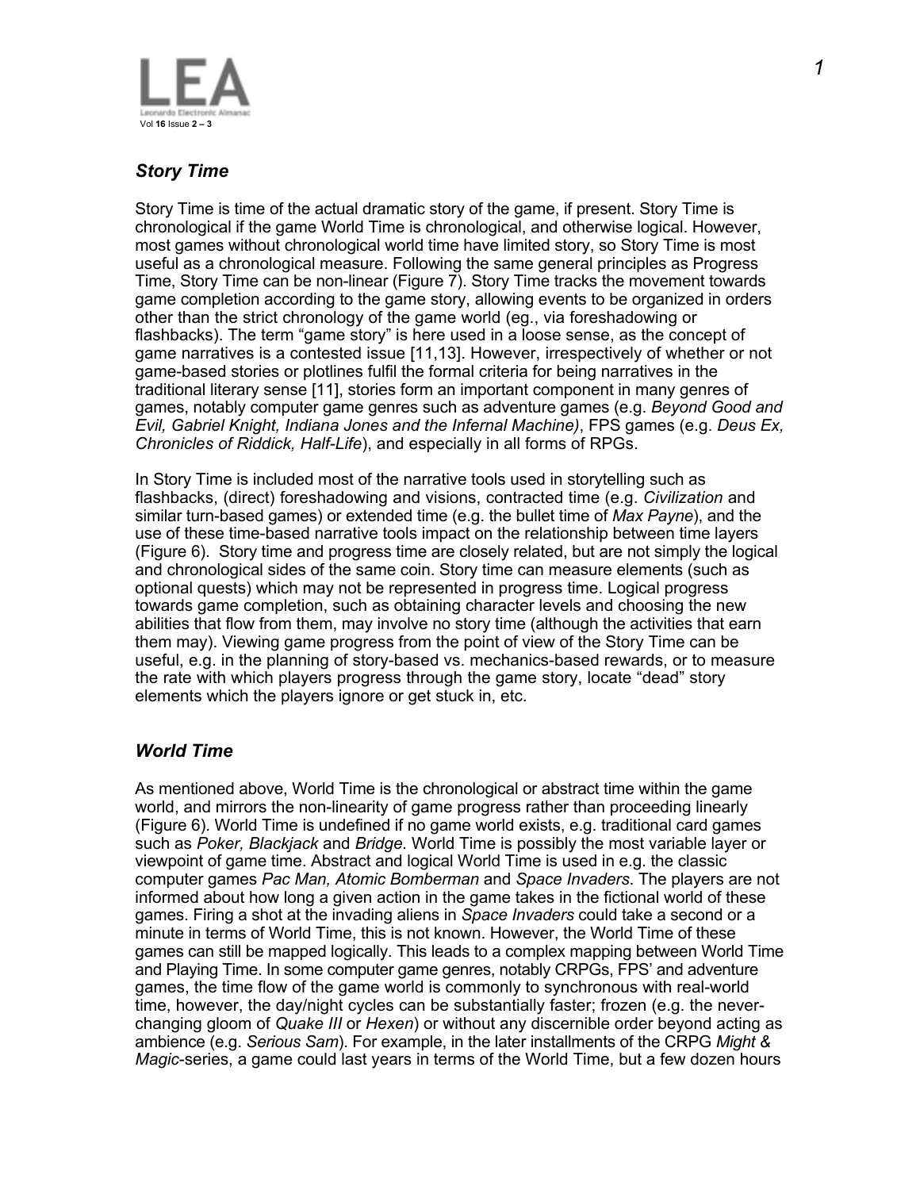## *Story Time*

Story Time is time of the actual dramatic story of the game, if present. Story Time is chronological if the game World Time is chronological, and otherwise logical. However, most games without chronological world time have limited story, so Story Time is most useful as a chronological measure. Following the same general principles as Progress Time, Story Time can be non-linear (Figure 7). Story Time tracks the movement towards game completion according to the game story, allowing events to be organized in orders other than the strict chronology of the game world (eg., via foreshadowing or flashbacks). The term "game story" is here used in a loose sense, as the concept of game narratives is a contested issue [11,13]. However, irrespectively of whether or not game-based stories or plotlines fulfil the formal criteria for being narratives in the traditional literary sense [11], stories form an important component in many genres of games, notably computer game genres such as adventure games (e.g. *Beyond Good and Evil, Gabriel Knight, Indiana Jones and the Infernal Machine)*, FPS games (e.g. *Deus Ex, Chronicles of Riddick, Half-Life*), and especially in all forms of RPGs.

In Story Time is included most of the narrative tools used in storytelling such as flashbacks, (direct) foreshadowing and visions, contracted time (e.g. *Civilization* and similar turn-based games) or extended time (e.g. the bullet time of *Max Payne*), and the use of these time-based narrative tools impact on the relationship between time layers (Figure 6). Story time and progress time are closely related, but are not simply the logical and chronological sides of the same coin. Story time can measure elements (such as optional quests) which may not be represented in progress time. Logical progress towards game completion, such as obtaining character levels and choosing the new abilities that flow from them, may involve no story time (although the activities that earn them may). Viewing game progress from the point of view of the Story Time can be useful, e.g. in the planning of story-based vs. mechanics-based rewards, or to measure the rate with which players progress through the game story, locate "dead" story elements which the players ignore or get stuck in, etc.

## *World Time*

As mentioned above, World Time is the chronological or abstract time within the game world, and mirrors the non-linearity of game progress rather than proceeding linearly (Figure 6). World Time is undefined if no game world exists, e.g. traditional card games such as *Poker, Blackjack* and *Bridge.* World Time is possibly the most variable layer or viewpoint of game time. Abstract and logical World Time is used in e.g. the classic computer games *Pac Man, Atomic Bomberman* and *Space Invaders.* The players are not informed about how long a given action in the game takes in the fictional world of these games. Firing a shot at the invading aliens in *Space Invaders* could take a second or a minute in terms of World Time, this is not known. However, the World Time of these games can still be mapped logically. This leads to a complex mapping between World Time and Playing Time. In some computer game genres, notably CRPGs, FPS' and adventure games, the time flow of the game world is commonly to synchronous with real-world time, however, the day/night cycles can be substantially faster; frozen (e.g. the never-changing gloom of *Quake III* or *Hexen*) or without any discernible order beyond acting as ambience (e.g. *Serious Sam*). For example, in the later installments of the CRPG *Might & Magic*-series, a game could last years in terms of the World Time, but a few dozen hours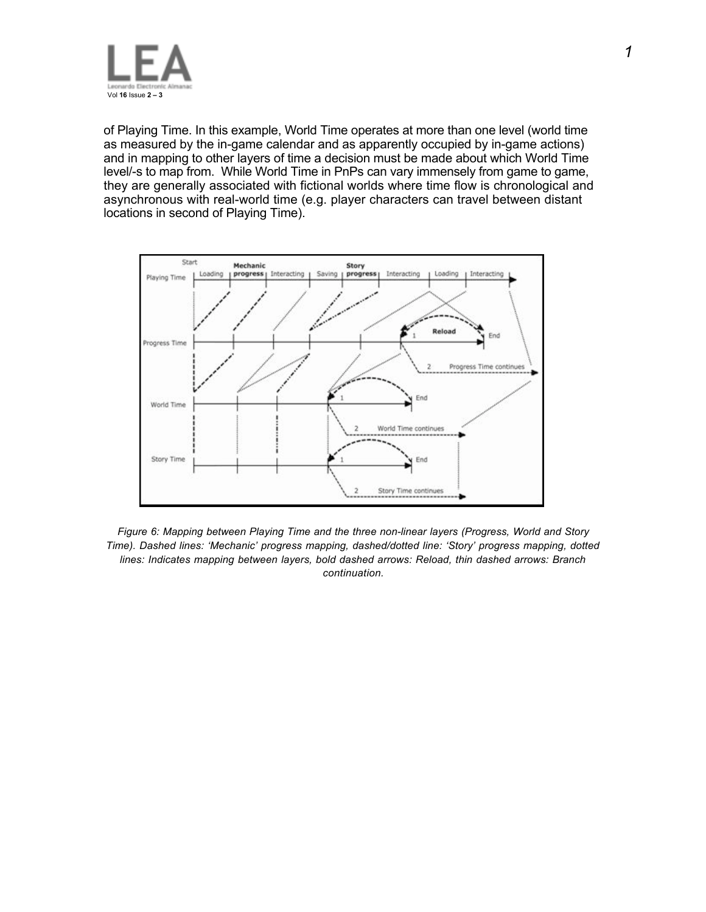of Playing Time. In this example, World Time operates at more than one level (world time as measured by the in-game calendar and as apparently occupied by in-game actions) and in mapping to other layers of time a decision must be made about which World Time level/-s to map from. While World Time in PnPs can vary immensely from game to game, they are generally associated with fictional worlds where time flow is chronological and asynchronous with real-world time (e.g. player characters can travel between distant locations in second of Playing Time).

Start
Mechanic progress
Story progress
Playing Time
Loading
Interacting
Saving
Interacting
Loading
Interacting
Progress Time
Reload
1
End
2
Progress Time continues
World Time
1
End
2
World Time continues
Story Time
1
End
2
Story Time continues

*Figure 6: Mapping between Playing Time and the three non-linear layers (Progress, World and Story Time). Dashed lines: 'Mechanic' progress mapping, dashed/dotted line: 'Story' progress mapping, dotted lines: Indicates mapping between layers, bold dashed arrows: Reload, thin dashed arrows: Branch continuation.*